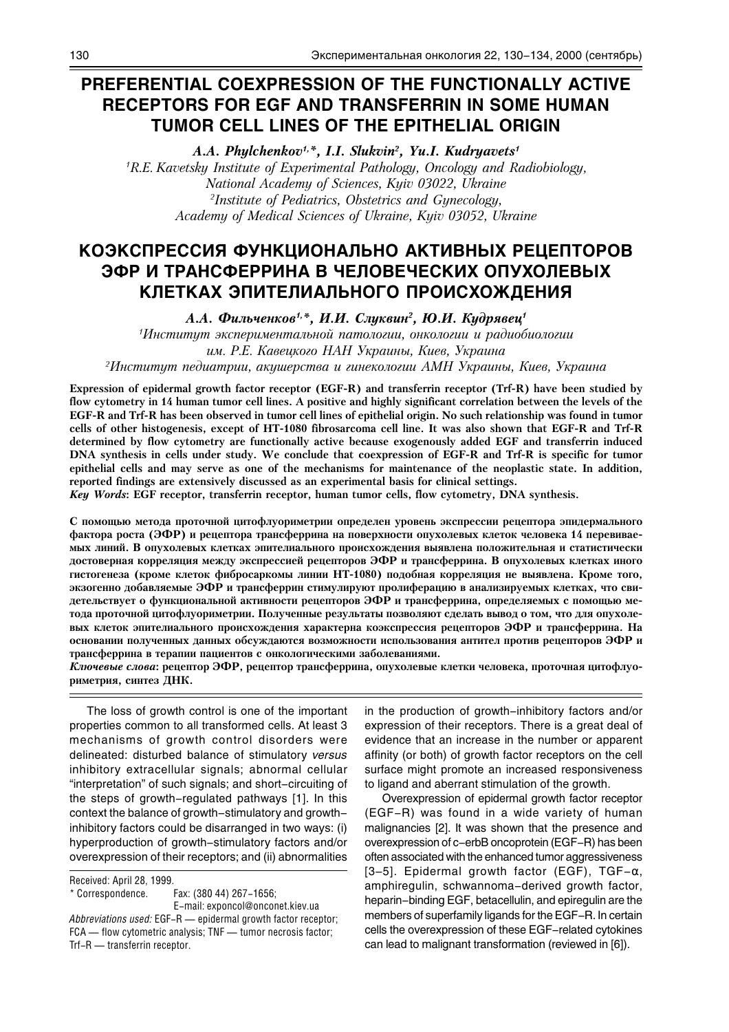# PREFERENTIAL COEXPRESSION OF THE FUNCTIONALLY ACTIVE RECEPTORS FOR EGF AND TRANSFERRIN IN SOME HUMAN TUMOR CELL LINES OF THE EPITHELIAL ORIGIN

*A.A. Phylchenkov[1,*], I.I. Slukvin[2], Yu.I. Kudryavets[1]*

*[1]R.E. Kavetsky Institute of Experimental Pathology, Oncology and Radiobiology, National Academy of Sciences, Kyiv 03022, Ukraine*

*[2]Institute of Pediatrics, Obstetrics and Gynecology, Academy of Medical Sciences of Ukraine, Kyiv 03052, Ukraine*

# КОЭКСПРЕССИЯ ФУНКЦИОНАЛЬНО АКТИВНЫХ РЕЦЕПТОРОВ ЭФР И ТРАНСФЕРРИНА В ЧЕЛОВЕЧЕСКИХ ОПУХОЛЕВЫХ КЛЕТКАХ ЭПИТЕЛИАЛЬНОГО ПРОИСХОЖДЕНИЯ

*А.А. Фильченков[1,*], И.И. Слуквин[2], Ю.И. Кудрявец[1]*

*[1]Институт экспериментальной патологии, онкологии и радиобиологии им. Р.Е. Кавецкого НАН Украины, Киев, Украина*

*[2]Институт педиатрии, акушерства и гинекологии АМН Украины, Киев, Украина*

**Expression of epidermal growth factor receptor (EGF-R) and transferrin receptor (Trf-R) have been studied by flow cytometry in 14 human tumor cell lines. A positive and highly significant correlation between the levels of the EGF-R and Trf-R has been observed in tumor cell lines of epithelial origin. No such relationship was found in tumor cells of other histogenesis, except of HT-1080 fibrosarcoma cell line. It was also shown that EGF-R and Trf-R determined by flow cytometry are functionally active because exogenously added EGF and transferrin induced DNA synthesis in cells under study. We conclude that coexpression of EGF-R and Trf-R is specific for tumor epithelial cells and may serve as one of the mechanisms for maintenance of the neoplastic state. In addition, reported findings are extensively discussed as an experimental basis for clinical settings.**

***Key Words*: EGF receptor, transferrin receptor, human tumor cells, flow cytometry, DNA synthesis.**

**С помощью метода проточной цитофлуориметрии определен уровень экспрессии рецептора эпидермального фактора роста (ЭФР) и рецептора трансферрина на поверхности опухолевых клеток человека 14 перевиваемых линий. В опухолевых клетках эпителиального происхождения выявлена положительная и статистически достоверная корреляция между экспрессией рецепторов ЭФР и трансферрина. В опухолевых клетках иного гистогенеза (кроме клеток фибросаркомы линии HT-1080) подобная корреляция не выявлена. Кроме того, экзогенно добавляемые ЭФР и трансферрин стимулируют пролиферацию в анализируемых клетках, что свидетельствует о функциональной активности рецепторов ЭФР и трансферрина, определяемых с помощью метода проточной цитофлуориметрии. Полученные результаты позволяют сделать вывод о том, что для опухолевых клеток эпителиального происхождения характерна коэкспрессия рецепторов ЭФР и трансферрина. На основании полученных данных обсуждаются возможности использования антител против рецепторов ЭФР и трансферрина в терапии пациентов с онкологическими заболеваниями.**

***Ключевые слова*: рецептор ЭФР, рецептор трансферрина, опухолевые клетки человека, проточная цитофлуориметрия, синтез ДНК.**

The loss of growth control is one of the important properties common to all transformed cells. At least 3 mechanisms of growth control disorders were delineated: disturbed balance of stimulatory *versus* inhibitory extracellular signals; abnormal cellular "interpretation" of such signals; and short-circuiting of the steps of growth-regulated pathways [1]. In this context the balance of growth-stimulatory and growth-inhibitory factors could be disarranged in two ways: (i) hyperproduction of growth-stimulatory factors and/or overexpression of their receptors; and (ii) abnormalities in the production of growth-inhibitory factors and/or expression of their receptors. There is a great deal of evidence that an increase in the number or apparent affinity (or both) of growth factor receptors on the cell surface might promote an increased responsiveness to ligand and aberrant stimulation of the growth.

Overexpression of epidermal growth factor receptor (EGF-R) was found in a wide variety of human malignancies [2]. It was shown that the presence and overexpression of c-erbB oncoprotein (EGF-R) has been often associated with the enhanced tumor aggressiveness [3-5]. Epidermal growth factor (EGF), TGF-α, amphiregulin, schwannoma-derived growth factor, heparin-binding EGF, betacellulin, and epiregulin are the members of superfamily ligands for the EGF-R. In certain cells the overexpression of these EGF-related cytokines can lead to malignant transformation (reviewed in [6]).

Received: April 28, 1999.
\* Correspondence. Fax: (380 44) 267-1656;
E-mail: exponcol@onconet.kiev.ua
*Abbreviations used:* EGF-R — epidermal growth factor receptor; FCA — flow cytometric analysis; TNF — tumor necrosis factor; Trf-R — transferrin receptor.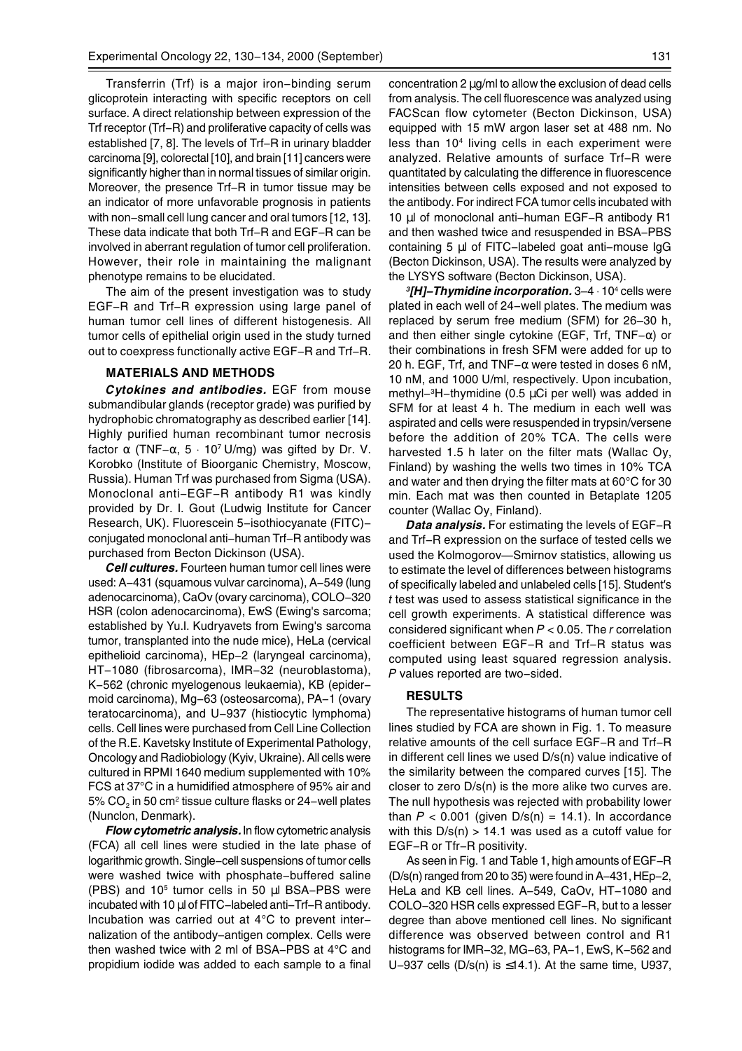Transferrin (Trf) is a major iron–binding serum glicoprotein interacting with specific receptors on cell surface. A direct relationship between expression of the Trf receptor (Trf–R) and proliferative capacity of cells was established [7, 8]. The levels of Trf–R in urinary bladder carcinoma [9], colorectal [10], and brain [11] cancers were significantly higher than in normal tissues of similar origin. Moreover, the presence Trf–R in tumor tissue may be an indicator of more unfavorable prognosis in patients with non–small cell lung cancer and oral tumors [12, 13]. These data indicate that both Trf–R and EGF–R can be involved in aberrant regulation of tumor cell proliferation. However, their role in maintaining the malignant phenotype remains to be elucidated.

The aim of the present investigation was to study EGF–R and Trf–R expression using large panel of human tumor cell lines of different histogenesis. All tumor cells of epithelial origin used in the study turned out to coexpress functionally active EGF–R and Trf–R.

## MATERIALS AND METHODS

***Cytokines and antibodies.*** EGF from mouse submandibular glands (receptor grade) was purified by hydrophobic chromatography as described earlier [14]. Highly purified human recombinant tumor necrosis factor α (TNF–α, $5 \cdot 10^7$ U/mg) was gifted by Dr. V. Korobko (Institute of Bioorganic Chemistry, Moscow, Russia). Human Trf was purchased from Sigma (USA). Monoclonal anti–EGF–R antibody R1 was kindly provided by Dr. I. Gout (Ludwig Institute for Cancer Research, UK). Fluorescein 5–isothiocyanate (FITC)–conjugated monoclonal anti–human Trf–R antibody was purchased from Becton Dickinson (USA).

***Cell cultures.*** Fourteen human tumor cell lines were used: A–431 (squamous vulvar carcinoma), A–549 (lung adenocarcinoma), CaOv (ovary carcinoma), COLO–320 HSR (colon adenocarcinoma), EwS (Ewing's sarcoma; established by Yu.I. Kudryavets from Ewing's sarcoma tumor, transplanted into the nude mice), HeLa (cervical epithelioid carcinoma), HEp–2 (laryngeal carcinoma), HT–1080 (fibrosarcoma), IMR–32 (neuroblastoma), K–562 (chronic myelogenous leukaemia), KB (epidermoid carcinoma), Mg–63 (osteosarcoma), PA–1 (ovary teratocarcinoma), and U–937 (histiocytic lymphoma) cells. Cell lines were purchased from Cell Line Collection of the R.E. Kavetsky Institute of Experimental Pathology, Oncology and Radiobiology (Kyiv, Ukraine). All cells were cultured in RPMI 1640 medium supplemented with 10% FCS at 37°C in a humidified atmosphere of 95% air and 5% $CO_2$ in 50 $cm^2$ tissue culture flasks or 24–well plates (Nunclon, Denmark).

***Flow cytometric analysis.*** In flow cytometric analysis (FCA) all cell lines were studied in the late phase of logarithmic growth. Single–cell suspensions of tumor cells were washed twice with phosphate–buffered saline (PBS) and $10^5$ tumor cells in 50 µl BSA–PBS were incubated with 10 µl of FITC–labeled anti–Trf–R antibody. Incubation was carried out at 4°C to prevent internalization of the antibody–antigen complex. Cells were then washed twice with 2 ml of BSA–PBS at 4°C and propidium iodide was added to each sample to a final concentration 2 µg/ml to allow the exclusion of dead cells from analysis. The cell fluorescence was analyzed using FACScan flow cytometer (Becton Dickinson, USA) equipped with 15 mW argon laser set at 488 nm. No less than $10^4$ living cells in each experiment were analyzed. Relative amounts of surface Trf–R were quantitated by calculating the difference in fluorescence intensities between cells exposed and not exposed to the antibody. For indirect FCA tumor cells incubated with 10 µl of monoclonal anti–human EGF–R antibody R1 and then washed twice and resuspended in BSA–PBS containing 5 µl of FITC–labeled goat anti–mouse IgG (Becton Dickinson, USA). The results were analyzed by the LYSYS software (Becton Dickinson, USA).

***$^3$[H]–Thymidine incorporation.*** $3–4 \cdot 10^4$ cells were plated in each well of 24–well plates. The medium was replaced by serum free medium (SFM) for 26–30 h, and then either single cytokine (EGF, Trf, TNF–α) or their combinations in fresh SFM were added for up to 20 h. EGF, Trf, and TNF–α were tested in doses 6 nM, 10 nM, and 1000 U/ml, respectively. Upon incubation, methyl–$^3$H–thymidine (0.5 µCi per well) was added in SFM for at least 4 h. The medium in each well was aspirated and cells were resuspended in trypsin/versene before the addition of 20% TCA. The cells were harvested 1.5 h later on the filter mats (Wallac Oy, Finland) by washing the wells two times in 10% TCA and water and then drying the filter mats at 60°C for 30 min. Each mat was then counted in Betaplate 1205 counter (Wallac Oy, Finland).

***Data analysis.*** For estimating the levels of EGF–R and Trf–R expression on the surface of tested cells we used the Kolmogorov—Smirnov statistics, allowing us to estimate the level of differences between histograms of specifically labeled and unlabeled cells [15]. Student's *t* test was used to assess statistical significance in the cell growth experiments. A statistical difference was considered significant when $P < 0.05$. The *r* correlation coefficient between EGF–R and Trf–R status was computed using least squared regression analysis. *P* values reported are two–sided.

## RESULTS

The representative histograms of human tumor cell lines studied by FCA are shown in Fig. 1. To measure relative amounts of the cell surface EGF–R and Trf–R in different cell lines we used D/s(n) value indicative of the similarity between the compared curves [15]. The closer to zero D/s(n) is the more alike two curves are. The null hypothesis was rejected with probability lower than $P < 0.001$ (given D/s(n) = 14.1). In accordance with this D/s(n) > 14.1 was used as a cutoff value for EGF–R or Tfr–R positivity.

As seen in Fig. 1 and Table 1, high amounts of EGF–R (D/s(n) ranged from 20 to 35) were found in A–431, HEp–2, HeLa and KB cell lines. A–549, CaOv, HT–1080 and COLO–320 HSR cells expressed EGF–R, but to a lesser degree than above mentioned cell lines. No significant difference was observed between control and R1 histograms for IMR–32, MG–63, PA–1, EwS, K–562 and U–937 cells (D/s(n) is ≤14.1). At the same time, U937,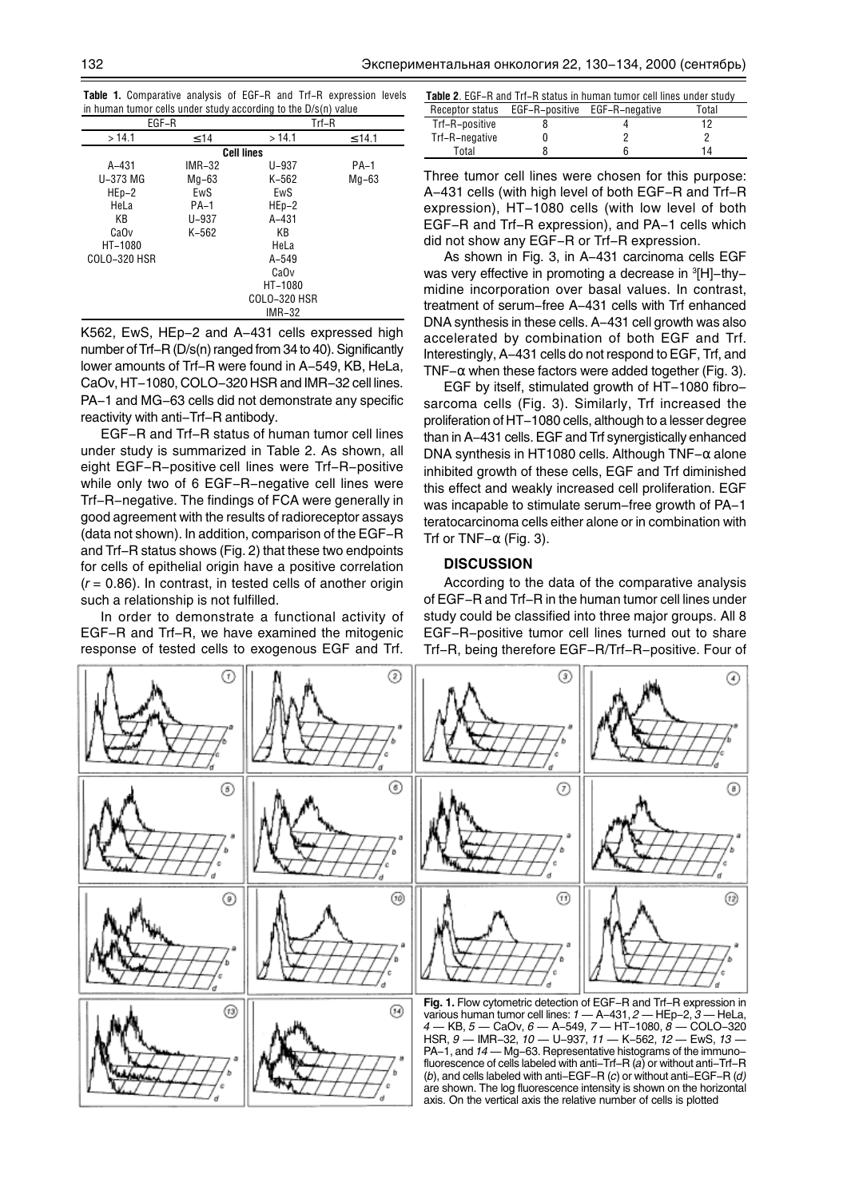**Table 1.** Comparative analysis of EGF–R and Trf–R expression levels in human tumor cells under study according to the D/s(n) value

| EGF–R | | Trf–R | |
|---|---|---|---|
| > 14.1 | ≤14 | > 14.1 | ≤14.1 |
| **Cell lines** | | | |
| A–431 | IMR–32 | U–937 | PA–1 |
| U–373 MG | Mg–63 | K–562 | Mg–63 |
| HEp–2 | EwS | EwS | |
| HeLa | PA–1 | HEp–2 | |
| KB | U–937 | A–431 | |
| CaOv | K–562 | KB | |
| HT–1080 | | HeLa | |
| COLO–320 HSR | | A–549 | |
| | | CaOv | |
| | | HT–1080 | |
| | | COLO–320 HSR | |
| | | IMR–32 | |

K562, EwS, HEp–2 and A–431 cells expressed high number of Trf–R (D/s(n) ranged from 34 to 40). Significantly lower amounts of Trf–R were found in A–549, KB, HeLa, CaOv, HT–1080, COLO–320 HSR and IMR–32 cell lines. PA–1 and MG–63 cells did not demonstrate any specific reactivity with anti–Trf–R antibody.

EGF–R and Trf–R status of human tumor cell lines under study is summarized in Table 2. As shown, all eight EGF–R–positive cell lines were Trf–R–positive while only two of 6 EGF–R–negative cell lines were Trf–R–negative. The findings of FCA were generally in good agreement with the results of radioreceptor assays (data not shown). In addition, comparison of the EGF–R and Trf–R status shows (Fig. 2) that these two endpoints for cells of epithelial origin have a positive correlation ($r = 0.86$). In contrast, in tested cells of another origin such a relationship is not fulfilled.

In order to demonstrate a functional activity of EGF–R and Trf–R, we have examined the mitogenic response of tested cells to exogenous EGF and Trf.

**Table 2**. EGF–R and Trf–R status in human tumor cell lines under study

| Receptor status | EGF–R–positive | EGF–R–negative | Total |
|---|---|---|---|
| Trf–R–positive | 8 | 4 | 12 |
| Trf–R–negative | 0 | 2 | 2 |
| Total | 8 | 6 | 14 |

Three tumor cell lines were chosen for this purpose: A–431 cells (with high level of both EGF–R and Trf–R expression), HT–1080 cells (with low level of both EGF–R and Trf–R expression), and PA–1 cells which did not show any EGF–R or Trf–R expression.

As shown in Fig. 3, in A–431 carcinoma cells EGF was very effective in promoting a decrease in $^{3}$[H]–thymidine incorporation over basal values. In contrast, treatment of serum–free A–431 cells with Trf enhanced DNA synthesis in these cells. A–431 cell growth was also accelerated by combination of both EGF and Trf. Interestingly, A–431 cells do not respond to EGF, Trf, and TNF–α when these factors were added together (Fig. 3).

EGF by itself, stimulated growth of HT–1080 fibrosarcoma cells (Fig. 3). Similarly, Trf increased the proliferation of HT–1080 cells, although to a lesser degree than in A–431 cells. EGF and Trf synergistically enhanced DNA synthesis in HT1080 cells. Although TNF–α alone inhibited growth of these cells, EGF and Trf diminished this effect and weakly increased cell proliferation. EGF was incapable to stimulate serum–free growth of PA–1 teratocarcinoma cells either alone or in combination with Trf or TNF–α (Fig. 3).

## DISCUSSION

According to the data of the comparative analysis of EGF–R and Trf–R in the human tumor cell lines under study could be classified into three major groups. All 8 EGF–R–positive tumor cell lines turned out to share Trf–R, being therefore EGF–R/Trf–R–positive. Four of

**Fig. 1.** Flow cytometric detection of EGF–R and Trf–R expression in various human tumor cell lines: *1* — A–431, *2* — HEp–2, *3* — HeLa, *4* — KB, *5* — CaOv, *6* — A–549, *7* — HT–1080, *8* — COLO–320 HSR, *9* — IMR–32, *10* — U–937, *11* — K–562, *12* — EwS, *13* — PA–1, and *14* — Mg–63. Representative histograms of the immunofluorescence of cells labeled with anti–Trf–R (*a*) or without anti–Trf–R (*b*), and cells labeled with anti–EGF–R (*c*) or without anti–EGF–R (*d*) are shown. The log fluorescence intensity is shown on the horizontal axis. On the vertical axis the relative number of cells is plotted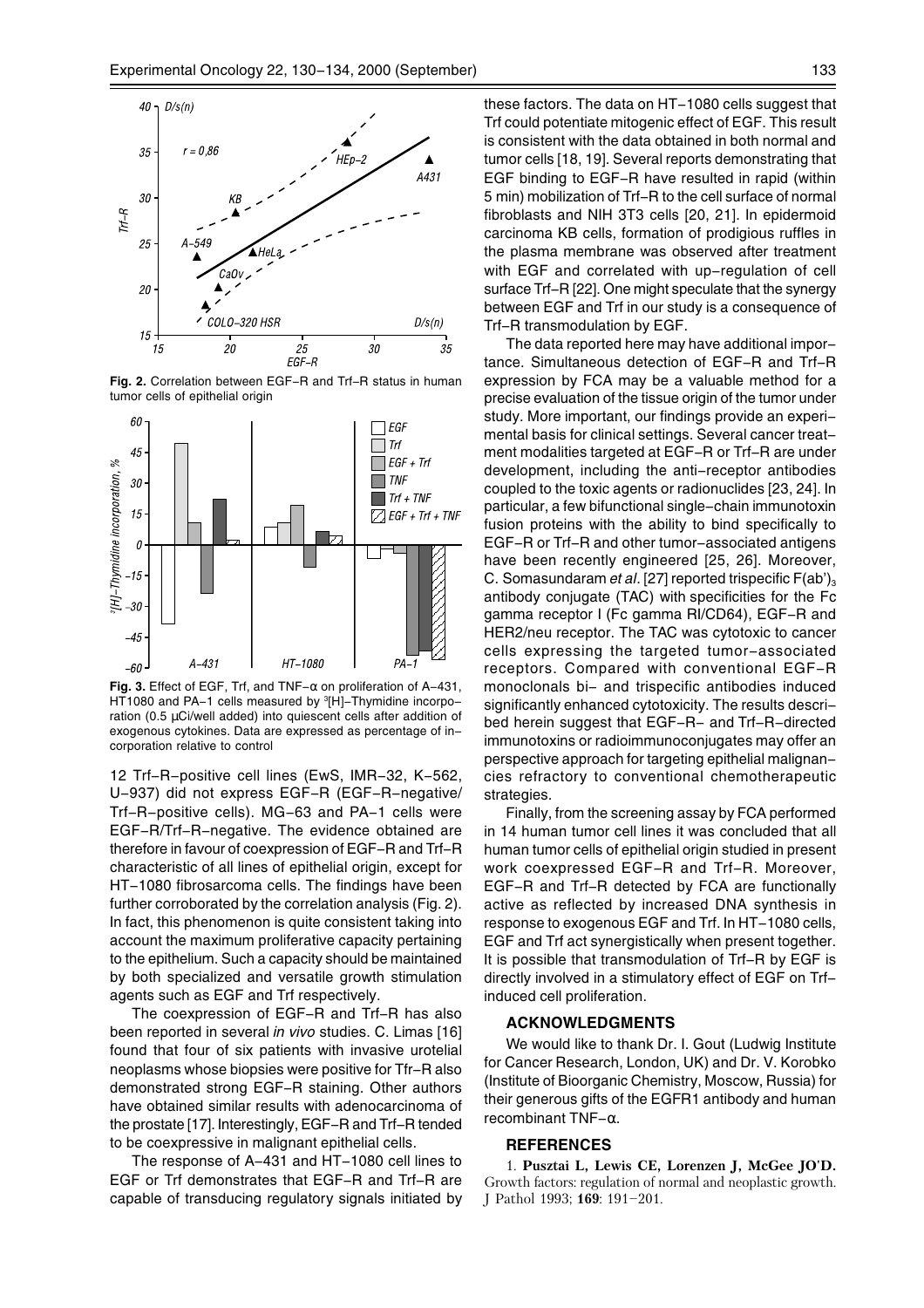**Fig. 2.** Correlation between EGF–R and Trf–R status in human tumor cells of epithelial origin

**Fig. 3.** Effect of EGF, Trf, and TNF–α on proliferation of A–431, HT1080 and PA–1 cells measured by $^{3}$[H]–Thymidine incorporation (0.5 μCi/well added) into quiescent cells after addition of exogenous cytokines. Data are expressed as percentage of incorporation relative to control

12 Trf–R–positive cell lines (EwS, IMR–32, K–562, U–937) did not express EGF–R (EGF–R–negative/Trf–R–positive cells). MG–63 and PA–1 cells were EGF–R/Trf–R–negative. The evidence obtained are therefore in favour of coexpression of EGF–R and Trf–R characteristic of all lines of epithelial origin, except for HT–1080 fibrosarcoma cells. The findings have been further corroborated by the correlation analysis (Fig. 2). In fact, this phenomenon is quite consistent taking into account the maximum proliferative capacity pertaining to the epithelium. Such a capacity should be maintained by both specialized and versatile growth stimulation agents such as EGF and Trf respectively.

The coexpression of EGF–R and Trf–R has also been reported in several *in vivo* studies. C. Limas [16] found that four of six patients with invasive urotelial neoplasms whose biopsies were positive for Tfr–R also demonstrated strong EGF–R staining. Other authors have obtained similar results with adenocarcinoma of the prostate [17]. Interestingly, EGF–R and Trf–R tended to be coexpressive in malignant epithelial cells.

The response of A–431 and HT–1080 cell lines to EGF or Trf demonstrates that EGF–R and Trf–R are capable of transducing regulatory signals initiated by these factors. The data on HT–1080 cells suggest that Trf could potentiate mitogenic effect of EGF. This result is consistent with the data obtained in both normal and tumor cells [18, 19]. Several reports demonstrating that EGF binding to EGF–R have resulted in rapid (within 5 min) mobilization of Trf–R to the cell surface of normal fibroblasts and NIH 3T3 cells [20, 21]. In epidermoid carcinoma KB cells, formation of prodigious ruffles in the plasma membrane was observed after treatment with EGF and correlated with up–regulation of cell surface Trf–R [22]. One might speculate that the synergy between EGF and Trf in our study is a consequence of Trf–R transmodulation by EGF.

The data reported here may have additional importance. Simultaneous detection of EGF–R and Trf–R expression by FCA may be a valuable method for a precise evaluation of the tissue origin of the tumor under study. More important, our findings provide an experimental basis for clinical settings. Several cancer treatment modalities targeted at EGF–R or Trf–R are under development, including the anti–receptor antibodies coupled to the toxic agents or radionuclides [23, 24]. In particular, a few bifunctional single–chain immunotoxin fusion proteins with the ability to bind specifically to EGF–R or Trf–R and other tumor–associated antigens have been recently engineered [25, 26]. Moreover, C. Somasundaram *et al*. [27] reported trispecific $F(ab')_3$ antibody conjugate (TAC) with specificities for the Fc gamma receptor I (Fc gamma RI/CD64), EGF–R and HER2/neu receptor. The TAC was cytotoxic to cancer cells expressing the targeted tumor–associated receptors. Compared with conventional EGF–R monoclonals bi– and trispecific antibodies induced significantly enhanced cytotoxicity. The results described herein suggest that EGF–R– and Trf–R–directed immunotoxins or radioimmunoconjugates may offer an perspective approach for targeting epithelial malignancies refractory to conventional chemotherapeutic strategies.

Finally, from the screening assay by FCA performed in 14 human tumor cell lines it was concluded that all human tumor cells of epithelial origin studied in present work coexpressed EGF–R and Trf–R. Moreover, EGF–R and Trf–R detected by FCA are functionally active as reflected by increased DNA synthesis in response to exogenous EGF and Trf. In HT–1080 cells, EGF and Trf act synergistically when present together. It is possible that transmodulation of Trf–R by EGF is directly involved in a stimulatory effect of EGF on Trf–induced cell proliferation.

## ACKNOWLEDGMENTS

We would like to thank Dr. I. Gout (Ludwig Institute for Cancer Research, London, UK) and Dr. V. Korobko (Institute of Bioorganic Chemistry, Moscow, Russia) for their generous gifts of the EGFR1 antibody and human recombinant TNF–α.

## REFERENCES

1. **Pusztai L, Lewis CE, Lorenzen J, McGee JO'D.** Growth factors: regulation of normal and neoplastic growth. J Pathol 1993; **169**: 191–201.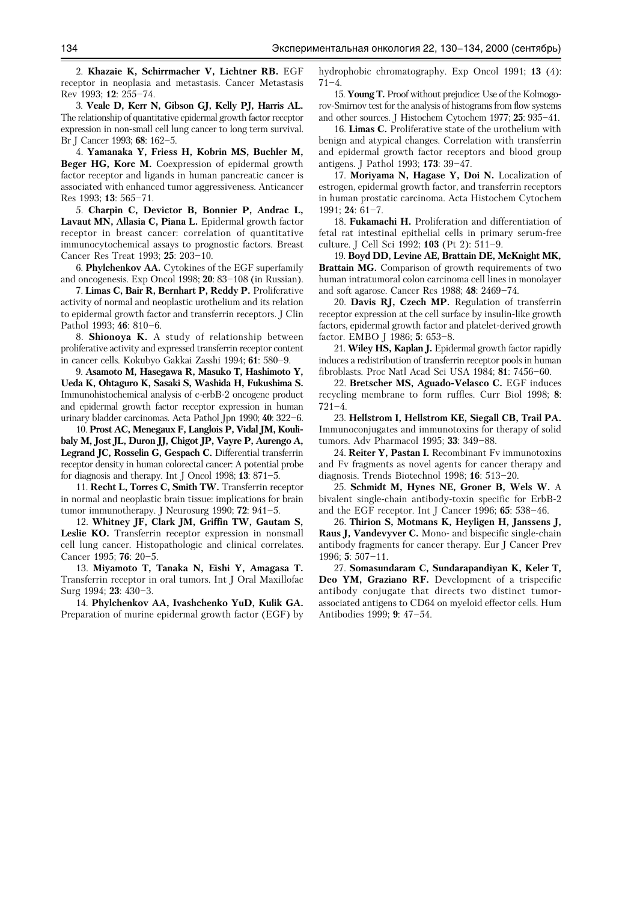2. **Khazaie K, Schirrmacher V, Lichtner RB.** EGF receptor in neoplasia and metastasis. Cancer Metastasis Rev 1993; **12**: 255–74.

3. **Veale D, Kerr N, Gibson GJ, Kelly PJ, Harris AL.** The relationship of quantitative epidermal growth factor receptor expression in non-small cell lung cancer to long term survival. Br J Cancer 1993; **68**: 162–5.

4. **Yamanaka Y, Friess H, Kobrin MS, Buchler M, Beger HG, Korc M.** Coexpression of epidermal growth factor receptor and ligands in human pancreatic cancer is associated with enhanced tumor aggressiveness. Anticancer Res 1993; **13**: 565–71.

5. **Charpin C, Devictor B, Bonnier P, Andrac L, Lavaut MN, Allasia C, Piana L.** Epidermal growth factor receptor in breast cancer: correlation of quantitative immunocytochemical assays to prognostic factors. Breast Cancer Res Treat 1993; **25**: 203–10.

6. **Phylchenkov AA.** Cytokines of the EGF superfamily and oncogenesis. Exp Oncol 1998; **20**: 83–108 (in Russian).

7. **Limas C, Bair R, Bernhart P, Reddy P.** Proliferative activity of normal and neoplastic urothelium and its relation to epidermal growth factor and transferrin receptors. J Clin Pathol 1993; **46**: 810–6.

8. **Shionoya K.** A study of relationship between proliferative activity and expressed transferrin receptor content in cancer cells. Kokubyo Gakkai Zasshi 1994; **61**: 580–9.

9. **Asamoto M, Hasegawa R, Masuko T, Hashimoto Y, Ueda K, Ohtaguro K, Sasaki S, Washida H, Fukushima S.** Immunohistochemical analysis of c-erbB-2 oncogene product and epidermal growth factor receptor expression in human urinary bladder carcinomas. Acta Pathol Jpn 1990; **40**: 322–6.

10. **Prost AC, Menegaux F, Langlois P, Vidal JM, Koulibaly M, Jost JL, Duron JJ, Chigot JP, Vayre P, Aurengo A, Legrand JC, Rosselin G, Gespach C.** Differential transferrin receptor density in human colorectal cancer: A potential probe for diagnosis and therapy. Int J Oncol 1998; **13**: 871–5.

11. **Recht L, Torres C, Smith TW.** Transferrin receptor in normal and neoplastic brain tissue: implications for brain tumor immunotherapy. J Neurosurg 1990; **72**: 941–5.

12. **Whitney JF, Clark JM, Griffin TW, Gautam S, Leslie KO.** Transferrin receptor expression in nonsmall cell lung cancer. Histopathologic and clinical correlates. Cancer 1995; **76**: 20–5.

13. **Miyamoto T, Tanaka N, Eishi Y, Amagasa T.** Transferrin receptor in oral tumors. Int J Oral Maxillofac Surg 1994; **23**: 430–3.

14. **Phylchenkov AA, Ivashchenko YuD, Kulik GA.** Preparation of murine epidermal growth factor (EGF) by hydrophobic chromatography. Exp Oncol 1991; **13** (4): 71–4.

15. **Young T.** Proof without prejudice: Use of the Kolmogorov-Smirnov test for the analysis of histograms from flow systems and other sources. J Histochem Cytochem 1977; **25**: 935–41.

16. **Limas C.** Proliferative state of the urothelium with benign and atypical changes. Correlation with transferrin and epidermal growth factor receptors and blood group antigens. J Pathol 1993; **173**: 39–47.

17. **Moriyama N, Hagase Y, Doi N.** Localization of estrogen, epidermal growth factor, and transferrin receptors in human prostatic carcinoma. Acta Histochem Cytochem 1991; **24**: 61–7.

18. **Fukamachi H.** Proliferation and differentiation of fetal rat intestinal epithelial cells in primary serum-free culture. J Cell Sci 1992; **103** (Pt 2): 511–9.

19. **Boyd DD, Levine AE, Brattain DE, McKnight MK, Brattain MG.** Comparison of growth requirements of two human intratumoral colon carcinoma cell lines in monolayer and soft agarose. Cancer Res 1988; **48**: 2469–74.

20. **Davis RJ, Czech MP.** Regulation of transferrin receptor expression at the cell surface by insulin-like growth factors, epidermal growth factor and platelet-derived growth factor. EMBO J 1986; **5**: 653–8.

21. **Wiley HS, Kaplan J.** Epidermal growth factor rapidly induces a redistribution of transferrin receptor pools in human fibroblasts. Proc Natl Acad Sci USA 1984; **81**: 7456–60.

22. **Bretscher MS, Aguado-Velasco C.** EGF induces recycling membrane to form ruffles. Curr Biol 1998; **8**: 721–4.

23. **Hellstrom I, Hellstrom KE, Siegall CB, Trail PA.** Immunoconjugates and immunotoxins for therapy of solid tumors. Adv Pharmacol 1995; **33**: 349–88.

24. **Reiter Y, Pastan I.** Recombinant Fv immunotoxins and Fv fragments as novel agents for cancer therapy and diagnosis. Trends Biotechnol 1998; **16**: 513–20.

25. **Schmidt M, Hynes NE, Groner B, Wels W.** A bivalent single-chain antibody-toxin specific for ErbB-2 and the EGF receptor. Int J Cancer 1996; **65**: 538–46.

26. **Thirion S, Motmans K, Heyligen H, Janssens J, Raus J, Vandevyver C.** Mono- and bispecific single-chain antibody fragments for cancer therapy. Eur J Cancer Prev 1996; **5**: 507–11.

27. **Somasundaram C, Sundarapandiyan K, Keler T, Deo YM, Graziano RF.** Development of a trispecific antibody conjugate that directs two distinct tumor-associated antigens to CD64 on myeloid effector cells. Hum Antibodies 1999; **9**: 47–54.